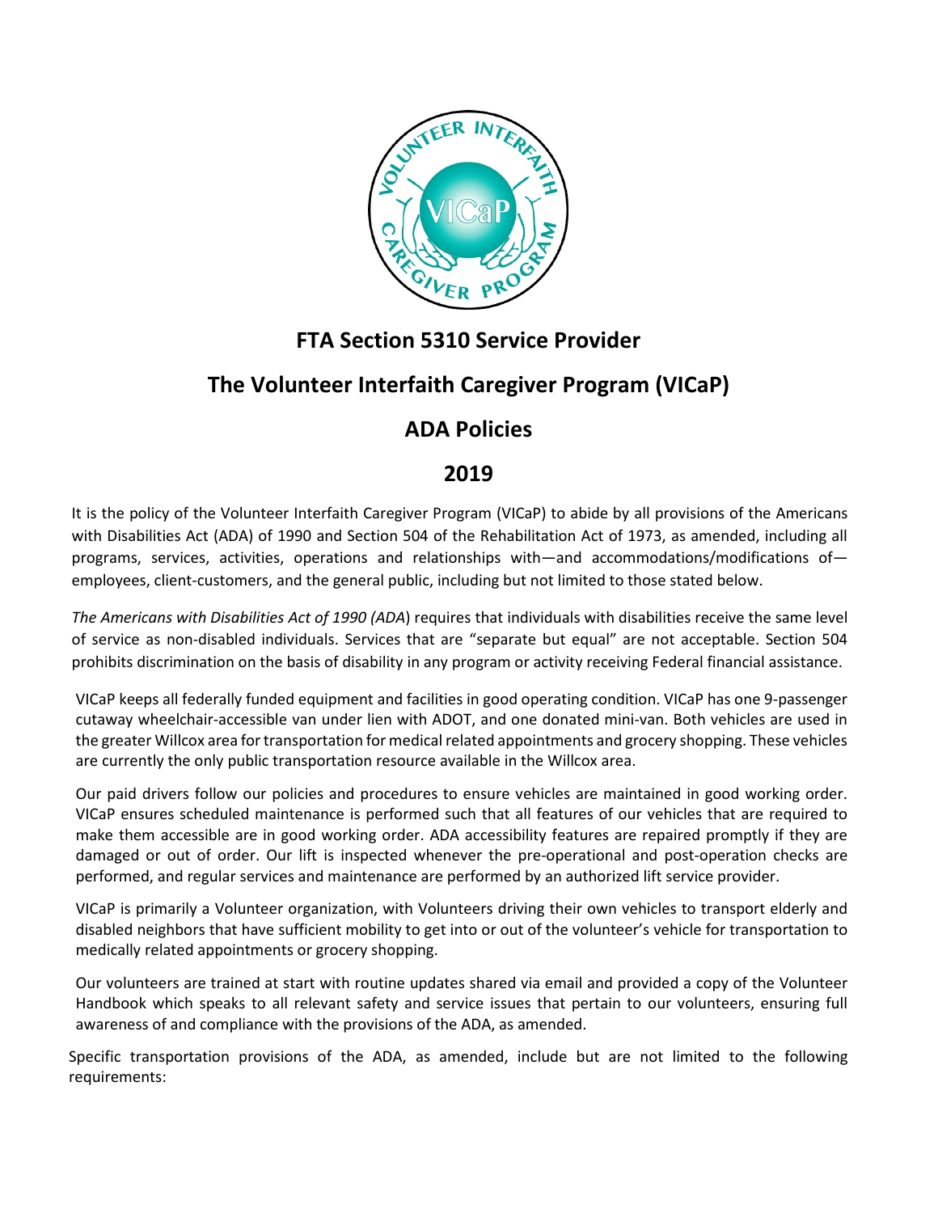# FTA Section 5310 Service Provider

# The Volunteer Interfaith Caregiver Program (VICaP)

# ADA Policies

# 2019

It is the policy of the Volunteer Interfaith Caregiver Program (VICaP) to abide by all provisions of the Americans with Disabilities Act (ADA) of 1990 and Section 504 of the Rehabilitation Act of 1973, as amended, including all programs, services, activities, operations and relationships with—and accommodations/modifications of—employees, client-customers, and the general public, including but not limited to those stated below.

*The Americans with Disabilities Act of 1990 (ADA*) requires that individuals with disabilities receive the same level of service as non-disabled individuals. Services that are "separate but equal" are not acceptable. Section 504 prohibits discrimination on the basis of disability in any program or activity receiving Federal financial assistance.

VICaP keeps all federally funded equipment and facilities in good operating condition. VICaP has one 9-passenger cutaway wheelchair-accessible van under lien with ADOT, and one donated mini-van. Both vehicles are used in the greater Willcox area for transportation for medical related appointments and grocery shopping. These vehicles are currently the only public transportation resource available in the Willcox area.

Our paid drivers follow our policies and procedures to ensure vehicles are maintained in good working order. VICaP ensures scheduled maintenance is performed such that all features of our vehicles that are required to make them accessible are in good working order. ADA accessibility features are repaired promptly if they are damaged or out of order. Our lift is inspected whenever the pre-operational and post-operation checks are performed, and regular services and maintenance are performed by an authorized lift service provider.

VICaP is primarily a Volunteer organization, with Volunteers driving their own vehicles to transport elderly and disabled neighbors that have sufficient mobility to get into or out of the volunteer's vehicle for transportation to medically related appointments or grocery shopping.

Our volunteers are trained at start with routine updates shared via email and provided a copy of the Volunteer Handbook which speaks to all relevant safety and service issues that pertain to our volunteers, ensuring full awareness of and compliance with the provisions of the ADA, as amended.

Specific transportation provisions of the ADA, as amended, include but are not limited to the following requirements: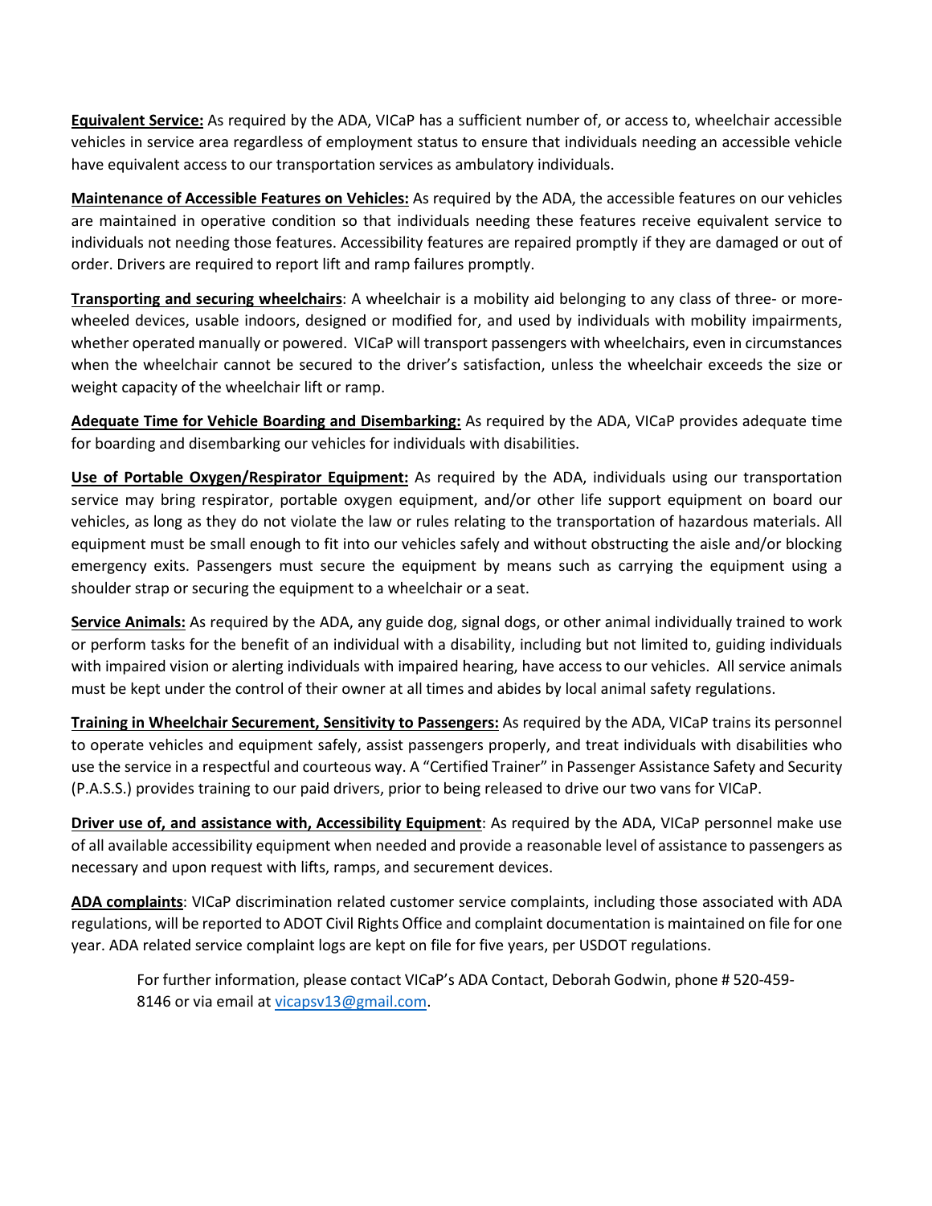**Equivalent Service:** As required by the ADA, VICaP has a sufficient number of, or access to, wheelchair accessible vehicles in service area regardless of employment status to ensure that individuals needing an accessible vehicle have equivalent access to our transportation services as ambulatory individuals.

**Maintenance of Accessible Features on Vehicles:** As required by the ADA, the accessible features on our vehicles are maintained in operative condition so that individuals needing these features receive equivalent service to individuals not needing those features. Accessibility features are repaired promptly if they are damaged or out of order. Drivers are required to report lift and ramp failures promptly.

**Transporting and securing wheelchairs**: A wheelchair is a mobility aid belonging to any class of three- or more-wheeled devices, usable indoors, designed or modified for, and used by individuals with mobility impairments, whether operated manually or powered. VICaP will transport passengers with wheelchairs, even in circumstances when the wheelchair cannot be secured to the driver's satisfaction, unless the wheelchair exceeds the size or weight capacity of the wheelchair lift or ramp.

**Adequate Time for Vehicle Boarding and Disembarking:** As required by the ADA, VICaP provides adequate time for boarding and disembarking our vehicles for individuals with disabilities.

**Use of Portable Oxygen/Respirator Equipment:** As required by the ADA, individuals using our transportation service may bring respirator, portable oxygen equipment, and/or other life support equipment on board our vehicles, as long as they do not violate the law or rules relating to the transportation of hazardous materials. All equipment must be small enough to fit into our vehicles safely and without obstructing the aisle and/or blocking emergency exits. Passengers must secure the equipment by means such as carrying the equipment using a shoulder strap or securing the equipment to a wheelchair or a seat.

**Service Animals:** As required by the ADA, any guide dog, signal dogs, or other animal individually trained to work or perform tasks for the benefit of an individual with a disability, including but not limited to, guiding individuals with impaired vision or alerting individuals with impaired hearing, have access to our vehicles. All service animals must be kept under the control of their owner at all times and abides by local animal safety regulations.

**Training in Wheelchair Securement, Sensitivity to Passengers:** As required by the ADA, VICaP trains its personnel to operate vehicles and equipment safely, assist passengers properly, and treat individuals with disabilities who use the service in a respectful and courteous way. A "Certified Trainer" in Passenger Assistance Safety and Security (P.A.S.S.) provides training to our paid drivers, prior to being released to drive our two vans for VICaP.

**Driver use of, and assistance with, Accessibility Equipment**: As required by the ADA, VICaP personnel make use of all available accessibility equipment when needed and provide a reasonable level of assistance to passengers as necessary and upon request with lifts, ramps, and securement devices.

**ADA complaints**: VICaP discrimination related customer service complaints, including those associated with ADA regulations, will be reported to ADOT Civil Rights Office and complaint documentation is maintained on file for one year. ADA related service complaint logs are kept on file for five years, per USDOT regulations.

For further information, please contact VICaP's ADA Contact, Deborah Godwin, phone # 520-459-8146 or via email at vicapsv13@gmail.com.